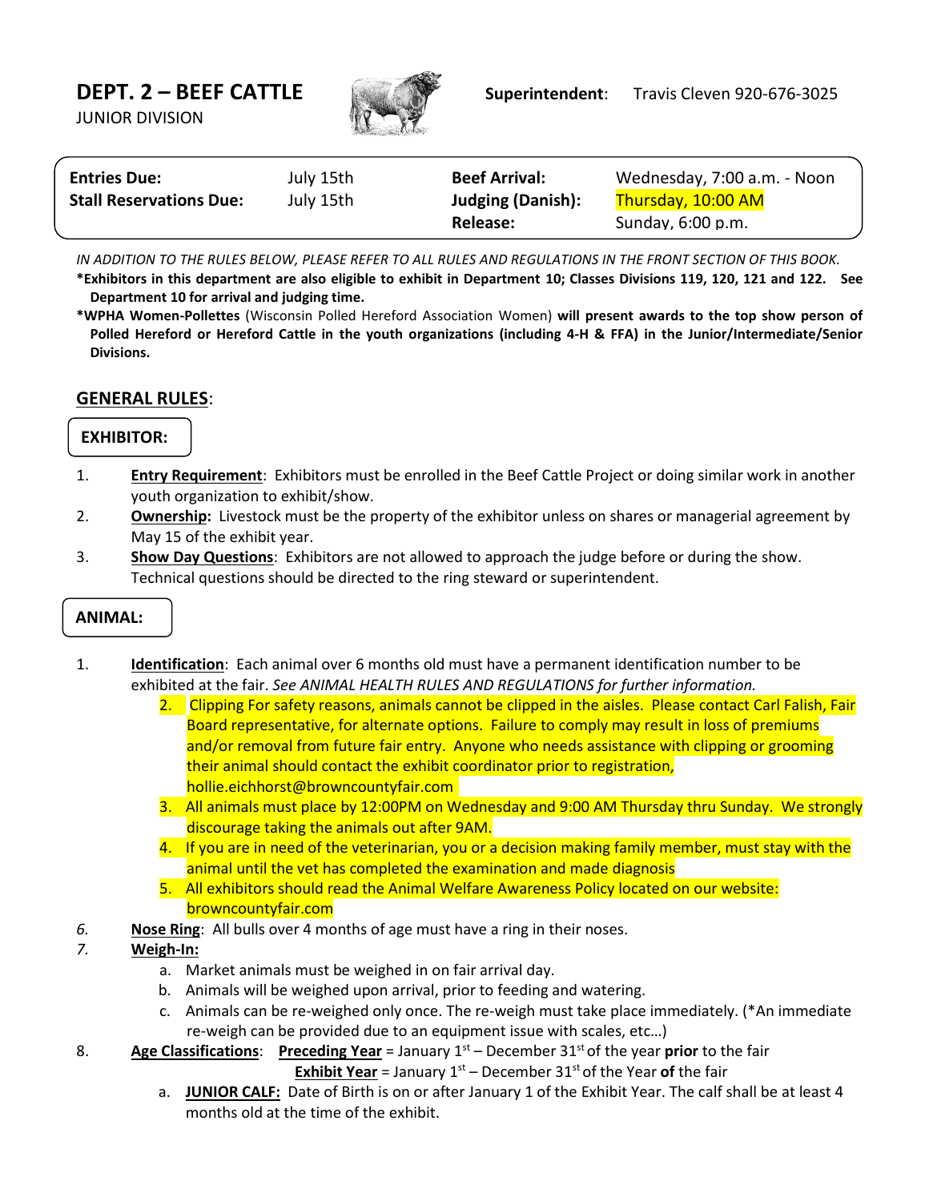# DEPT. 2 – BEEF CATTLE

JUNIOR DIVISION

**Superintendent**: Travis Cleven 920-676-3025

| | | | |
|---|---|---|---|
| **Entries Due:** | July 15th | **Beef Arrival:** | Wednesday, 7:00 a.m. - Noon |
| **Stall Reservations Due:** | July 15th | **Judging (Danish):** | Thursday, 10:00 AM |
| | | **Release:** | Sunday, 6:00 p.m. |

*IN ADDITION TO THE RULES BELOW, PLEASE REFER TO ALL RULES AND REGULATIONS IN THE FRONT SECTION OF THIS BOOK.*

**\*Exhibitors in this department are also eligible to exhibit in Department 10; Classes Divisions 119, 120, 121 and 122. See Department 10 for arrival and judging time.**

**\*WPHA Women-Pollettes** (Wisconsin Polled Hereford Association Women) **will present awards to the top show person of Polled Hereford or Hereford Cattle in the youth organizations (including 4-H & FFA) in the Junior/Intermediate/Senior Divisions.**

## GENERAL RULES:

### EXHIBITOR:

1. **Entry Requirement**: Exhibitors must be enrolled in the Beef Cattle Project or doing similar work in another youth organization to exhibit/show.
2. **Ownership:** Livestock must be the property of the exhibitor unless on shares or managerial agreement by May 15 of the exhibit year.
3. **Show Day Questions**: Exhibitors are not allowed to approach the judge before or during the show. Technical questions should be directed to the ring steward or superintendent.

### ANIMAL:

1. **Identification**: Each animal over 6 months old must have a permanent identification number to be exhibited at the fair. *See ANIMAL HEALTH RULES AND REGULATIONS for further information.*
2. Clipping For safety reasons, animals cannot be clipped in the aisles. Please contact Carl Falish, Fair Board representative, for alternate options. Failure to comply may result in loss of premiums and/or removal from future fair entry. Anyone who needs assistance with clipping or grooming their animal should contact the exhibit coordinator prior to registration, hollie.eichhorst@browncountyfair.com
3. All animals must place by 12:00PM on Wednesday and 9:00 AM Thursday thru Sunday. We strongly discourage taking the animals out after 9AM.
4. If you are in need of the veterinarian, you or a decision making family member, must stay with the animal until the vet has completed the examination and made diagnosis
5. All exhibitors should read the Animal Welfare Awareness Policy located on our website: browncountyfair.com
6. **Nose Ring**: All bulls over 4 months of age must have a ring in their noses.
7. **Weigh-In:**
   a. Market animals must be weighed in on fair arrival day.
   b. Animals will be weighed upon arrival, prior to feeding and watering.
   c. Animals can be re-weighed only once. The re-weigh must take place immediately. (\*An immediate re-weigh can be provided due to an equipment issue with scales, etc…)
8. **Age Classifications**: **Preceding Year** = January 1st – December 31st of the year **prior** to the fair
   **Exhibit Year** = January 1st – December 31st of the Year **of** the fair
   a. **JUNIOR CALF:** Date of Birth is on or after January 1 of the Exhibit Year. The calf shall be at least 4 months old at the time of the exhibit.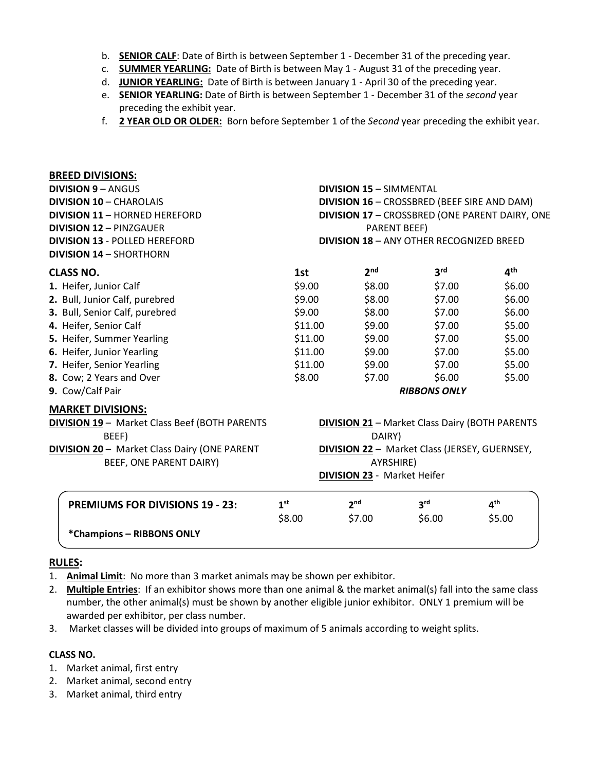b. **SENIOR CALF**: Date of Birth is between September 1 - December 31 of the preceding year.
c. **SUMMER YEARLING:** Date of Birth is between May 1 - August 31 of the preceding year.
d. **JUNIOR YEARLING:** Date of Birth is between January 1 - April 30 of the preceding year.
e. **SENIOR YEARLING:** Date of Birth is between September 1 - December 31 of the *second* year preceding the exhibit year.
f. **2 YEAR OLD OR OLDER:** Born before September 1 of the *Second* year preceding the exhibit year.

## BREED DIVISIONS:

**DIVISION 9** – ANGUS
**DIVISION 10** – CHAROLAIS
**DIVISION 11** – HORNED HEREFORD
**DIVISION 12** – PINZGAUER
**DIVISION 13** - POLLED HEREFORD
**DIVISION 14** – SHORTHORN
**DIVISION 15** – SIMMENTAL
**DIVISION 16** – CROSSBRED (BEEF SIRE AND DAM)
**DIVISION 17** – CROSSBRED (ONE PARENT DAIRY, ONE PARENT BEEF)
**DIVISION 18** – ANY OTHER RECOGNIZED BREED

| CLASS NO. | 1st | 2nd | 3rd | 4th |
|---|---|---|---|---|
| **1.** Heifer, Junior Calf | $9.00 | $8.00 | $7.00 | $6.00 |
| **2.** Bull, Junior Calf, purebred | $9.00 | $8.00 | $7.00 | $6.00 |
| **3.** Bull, Senior Calf, purebred | $9.00 | $8.00 | $7.00 | $6.00 |
| **4.** Heifer, Senior Calf | $11.00 | $9.00 | $7.00 | $5.00 |
| **5.** Heifer, Summer Yearling | $11.00 | $9.00 | $7.00 | $5.00 |
| **6.** Heifer, Junior Yearling | $11.00 | $9.00 | $7.00 | $5.00 |
| **7.** Heifer, Senior Yearling | $11.00 | $9.00 | $7.00 | $5.00 |
| **8.** Cow; 2 Years and Over | $8.00 | $7.00 | $6.00 | $5.00 |
| **9.** Cow/Calf Pair | | | ***RIBBONS ONLY*** | |

## MARKET DIVISIONS:

**DIVISION 19** – Market Class Beef (BOTH PARENTS BEEF)
**DIVISION 20** – Market Class Dairy (ONE PARENT BEEF, ONE PARENT DAIRY)
**DIVISION 21** – Market Class Dairy (BOTH PARENTS DAIRY)
**DIVISION 22** – Market Class (JERSEY, GUERNSEY, AYRSHIRE)
**DIVISION 23** - Market Heifer

| PREMIUMS FOR DIVISIONS 19 - 23: | 1st | 2nd | 3rd | 4th |
|---|---|---|---|---|
| | $8.00 | $7.00 | $6.00 | $5.00 |

***Champions – RIBBONS ONLY**

## RULES:

1. **Animal Limit**: No more than 3 market animals may be shown per exhibitor.
2. **Multiple Entries**: If an exhibitor shows more than one animal & the market animal(s) fall into the same class number, the other animal(s) must be shown by another eligible junior exhibitor. ONLY 1 premium will be awarded per exhibitor, per class number.
3. Market classes will be divided into groups of maximum of 5 animals according to weight splits.

**CLASS NO.**

1. Market animal, first entry
2. Market animal, second entry
3. Market animal, third entry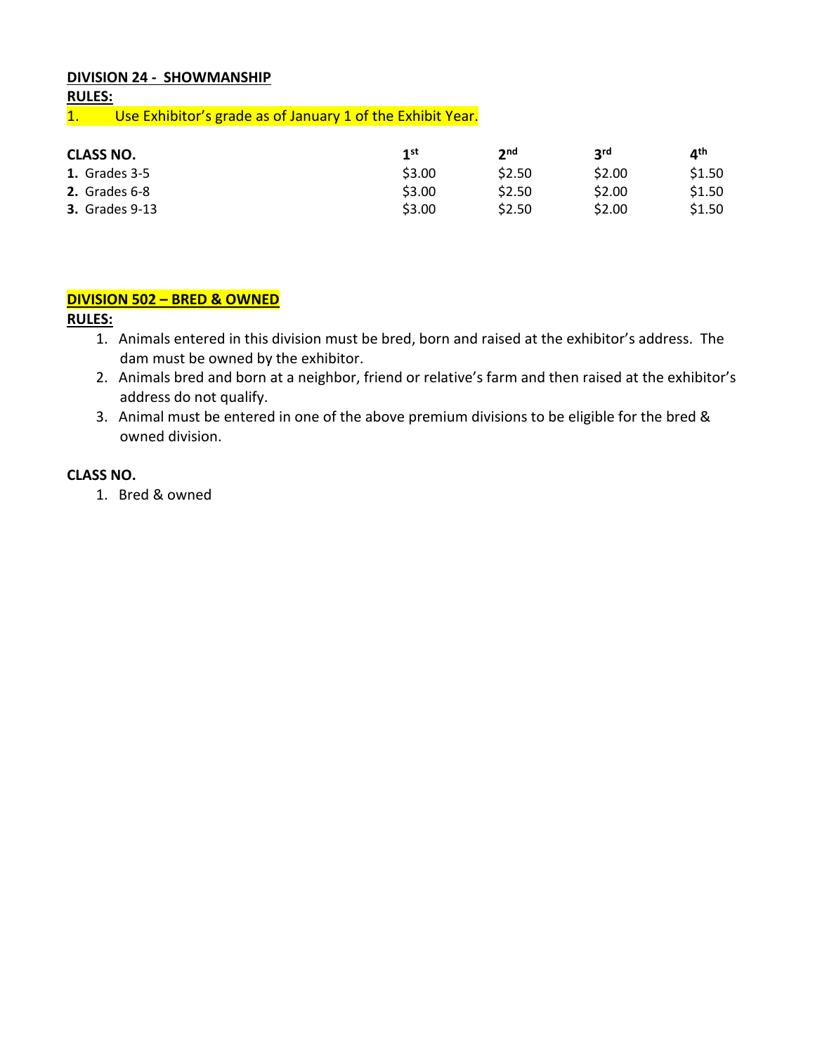**DIVISION 24 - SHOWMANSHIP**

**RULES:**

1. Use Exhibitor's grade as of January 1 of the Exhibit Year.

| CLASS NO. | 1st | 2nd | 3rd | 4th |
|---|---|---|---|---|
| **1.** Grades 3-5 | $3.00 | $2.50 | $2.00 | $1.50 |
| **2.** Grades 6-8 | $3.00 | $2.50 | $2.00 | $1.50 |
| **3.** Grades 9-13 | $3.00 | $2.50 | $2.00 | $1.50 |

**DIVISION 502 – BRED & OWNED**

**RULES:**

1. Animals entered in this division must be bred, born and raised at the exhibitor's address. The dam must be owned by the exhibitor.
2. Animals bred and born at a neighbor, friend or relative's farm and then raised at the exhibitor's address do not qualify.
3. Animal must be entered in one of the above premium divisions to be eligible for the bred & owned division.

**CLASS NO.**

1. Bred & owned